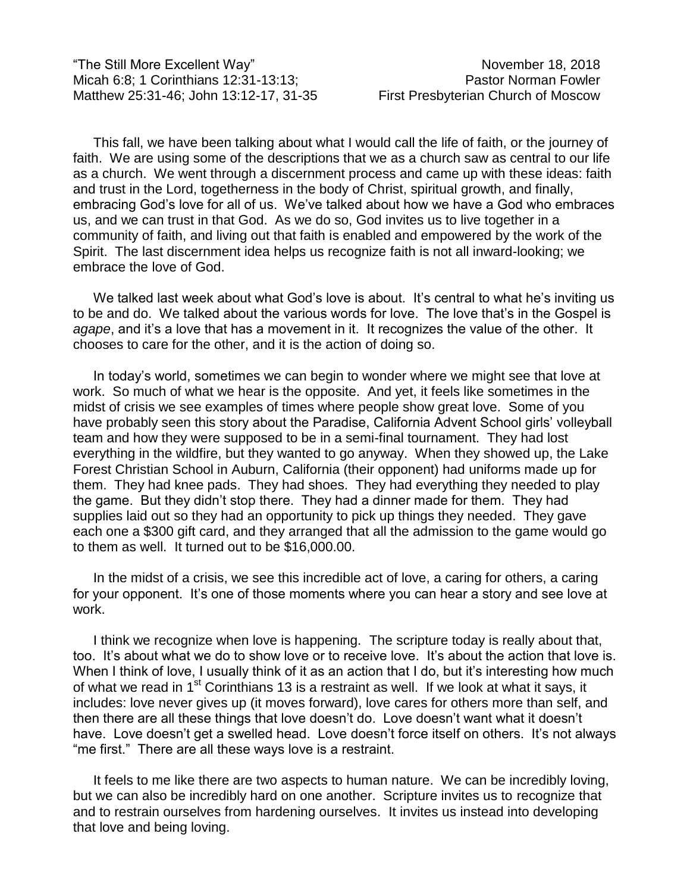"The Still More Excellent Way"  
Micah 6:8; 1 Corinthians 12:31-13:13;  
Matthew 25:31-46; John 13:12-17, 31-35

November 18, 2018  
Pastor Norman Fowler  
First Presbyterian Church of Moscow

This fall, we have been talking about what I would call the life of faith, or the journey of faith. We are using some of the descriptions that we as a church saw as central to our life as a church. We went through a discernment process and came up with these ideas: faith and trust in the Lord, togetherness in the body of Christ, spiritual growth, and finally, embracing God's love for all of us. We've talked about how we have a God who embraces us, and we can trust in that God. As we do so, God invites us to live together in a community of faith, and living out that faith is enabled and empowered by the work of the Spirit. The last discernment idea helps us recognize faith is not all inward-looking; we embrace the love of God.

We talked last week about what God's love is about. It's central to what he's inviting us to be and do. We talked about the various words for love. The love that's in the Gospel is *agape*, and it's a love that has a movement in it. It recognizes the value of the other. It chooses to care for the other, and it is the action of doing so.

In today's world, sometimes we can begin to wonder where we might see that love at work. So much of what we hear is the opposite. And yet, it feels like sometimes in the midst of crisis we see examples of times where people show great love. Some of you have probably seen this story about the Paradise, California Advent School girls' volleyball team and how they were supposed to be in a semi-final tournament. They had lost everything in the wildfire, but they wanted to go anyway. When they showed up, the Lake Forest Christian School in Auburn, California (their opponent) had uniforms made up for them. They had knee pads. They had shoes. They had everything they needed to play the game. But they didn't stop there. They had a dinner made for them. They had supplies laid out so they had an opportunity to pick up things they needed. They gave each one a $300 gift card, and they arranged that all the admission to the game would go to them as well. It turned out to be $16,000.00.

In the midst of a crisis, we see this incredible act of love, a caring for others, a caring for your opponent. It's one of those moments where you can hear a story and see love at work.

I think we recognize when love is happening. The scripture today is really about that, too. It's about what we do to show love or to receive love. It's about the action that love is. When I think of love, I usually think of it as an action that I do, but it's interesting how much of what we read in 1st Corinthians 13 is a restraint as well. If we look at what it says, it includes: love never gives up (it moves forward), love cares for others more than self, and then there are all these things that love doesn't do. Love doesn't want what it doesn't have. Love doesn't get a swelled head. Love doesn't force itself on others. It's not always "me first." There are all these ways love is a restraint.

It feels to me like there are two aspects to human nature. We can be incredibly loving, but we can also be incredibly hard on one another. Scripture invites us to recognize that and to restrain ourselves from hardening ourselves. It invites us instead into developing that love and being loving.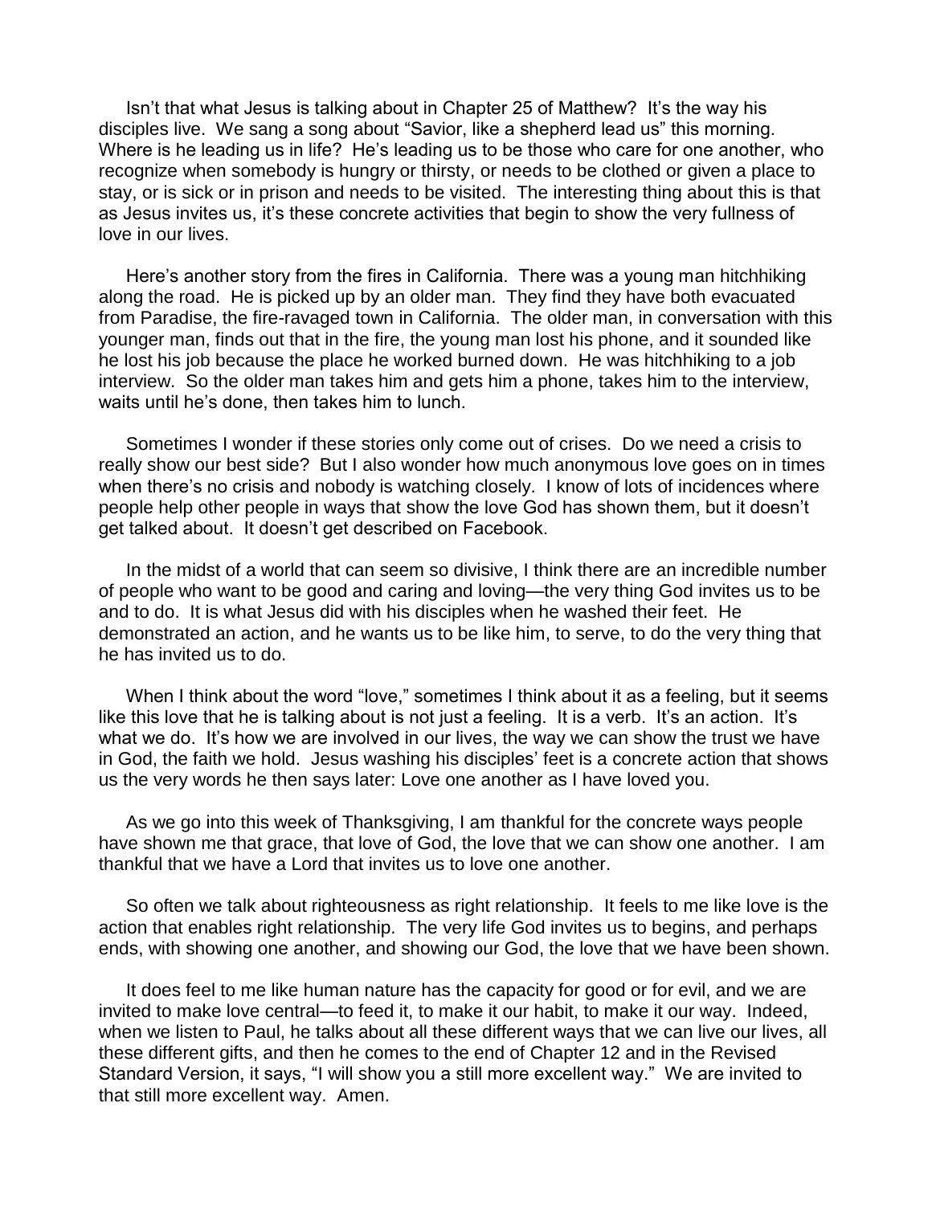Isn't that what Jesus is talking about in Chapter 25 of Matthew? It's the way his disciples live. We sang a song about "Savior, like a shepherd lead us" this morning. Where is he leading us in life? He's leading us to be those who care for one another, who recognize when somebody is hungry or thirsty, or needs to be clothed or given a place to stay, or is sick or in prison and needs to be visited. The interesting thing about this is that as Jesus invites us, it's these concrete activities that begin to show the very fullness of love in our lives.

Here's another story from the fires in California. There was a young man hitchhiking along the road. He is picked up by an older man. They find they have both evacuated from Paradise, the fire-ravaged town in California. The older man, in conversation with this younger man, finds out that in the fire, the young man lost his phone, and it sounded like he lost his job because the place he worked burned down. He was hitchhiking to a job interview. So the older man takes him and gets him a phone, takes him to the interview, waits until he's done, then takes him to lunch.

Sometimes I wonder if these stories only come out of crises. Do we need a crisis to really show our best side? But I also wonder how much anonymous love goes on in times when there's no crisis and nobody is watching closely. I know of lots of incidences where people help other people in ways that show the love God has shown them, but it doesn't get talked about. It doesn't get described on Facebook.

In the midst of a world that can seem so divisive, I think there are an incredible number of people who want to be good and caring and loving—the very thing God invites us to be and to do. It is what Jesus did with his disciples when he washed their feet. He demonstrated an action, and he wants us to be like him, to serve, to do the very thing that he has invited us to do.

When I think about the word "love," sometimes I think about it as a feeling, but it seems like this love that he is talking about is not just a feeling. It is a verb. It's an action. It's what we do. It's how we are involved in our lives, the way we can show the trust we have in God, the faith we hold. Jesus washing his disciples' feet is a concrete action that shows us the very words he then says later: Love one another as I have loved you.

As we go into this week of Thanksgiving, I am thankful for the concrete ways people have shown me that grace, that love of God, the love that we can show one another. I am thankful that we have a Lord that invites us to love one another.

So often we talk about righteousness as right relationship. It feels to me like love is the action that enables right relationship. The very life God invites us to begins, and perhaps ends, with showing one another, and showing our God, the love that we have been shown.

It does feel to me like human nature has the capacity for good or for evil, and we are invited to make love central—to feed it, to make it our habit, to make it our way. Indeed, when we listen to Paul, he talks about all these different ways that we can live our lives, all these different gifts, and then he comes to the end of Chapter 12 and in the Revised Standard Version, it says, "I will show you a still more excellent way." We are invited to that still more excellent way. Amen.